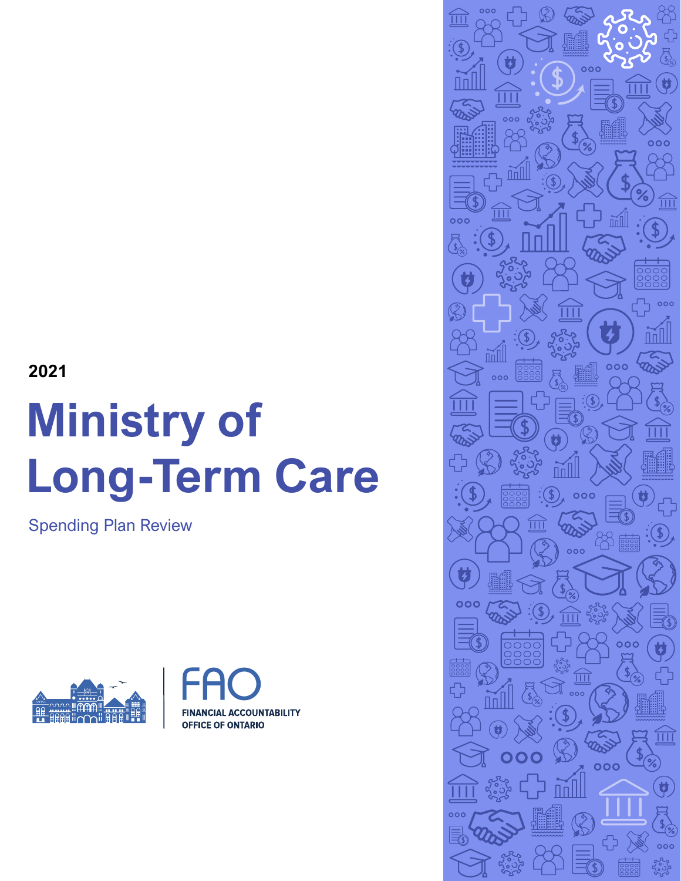2021

# Ministry of Long-Term Care

Spending Plan Review

FAO

FINANCIAL ACCOUNTABILITY OFFICE OF ONTARIO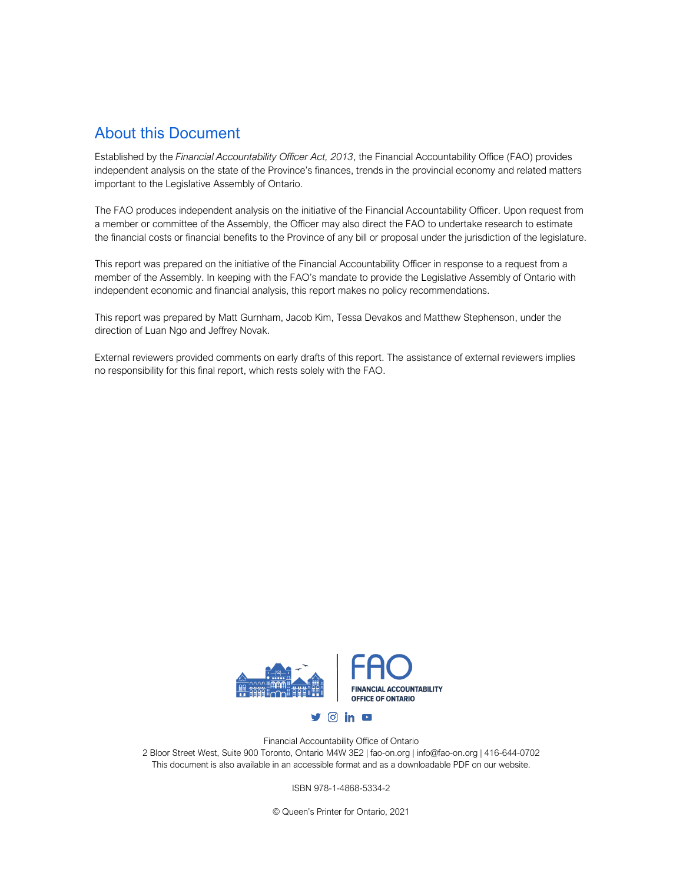## About this Document

Established by the *Financial Accountability Officer Act, 2013*, the Financial Accountability Office (FAO) provides independent analysis on the state of the Province's finances, trends in the provincial economy and related matters important to the Legislative Assembly of Ontario.

The FAO produces independent analysis on the initiative of the Financial Accountability Officer. Upon request from a member or committee of the Assembly, the Officer may also direct the FAO to undertake research to estimate the financial costs or financial benefits to the Province of any bill or proposal under the jurisdiction of the legislature.

This report was prepared on the initiative of the Financial Accountability Officer in response to a request from a member of the Assembly. In keeping with the FAO's mandate to provide the Legislative Assembly of Ontario with independent economic and financial analysis, this report makes no policy recommendations.

This report was prepared by Matt Gurnham, Jacob Kim, Tessa Devakos and Matthew Stephenson, under the direction of Luan Ngo and Jeffrey Novak.

External reviewers provided comments on early drafts of this report. The assistance of external reviewers implies no responsibility for this final report, which rests solely with the FAO.

FAO
FINANCIAL ACCOUNTABILITY OFFICE OF ONTARIO

Financial Accountability Office of Ontario
2 Bloor Street West, Suite 900 Toronto, Ontario M4W 3E2 | fao-on.org | info@fao-on.org | 416-644-0702
This document is also available in an accessible format and as a downloadable PDF on our website.

ISBN 978-1-4868-5334-2

© Queen's Printer for Ontario, 2021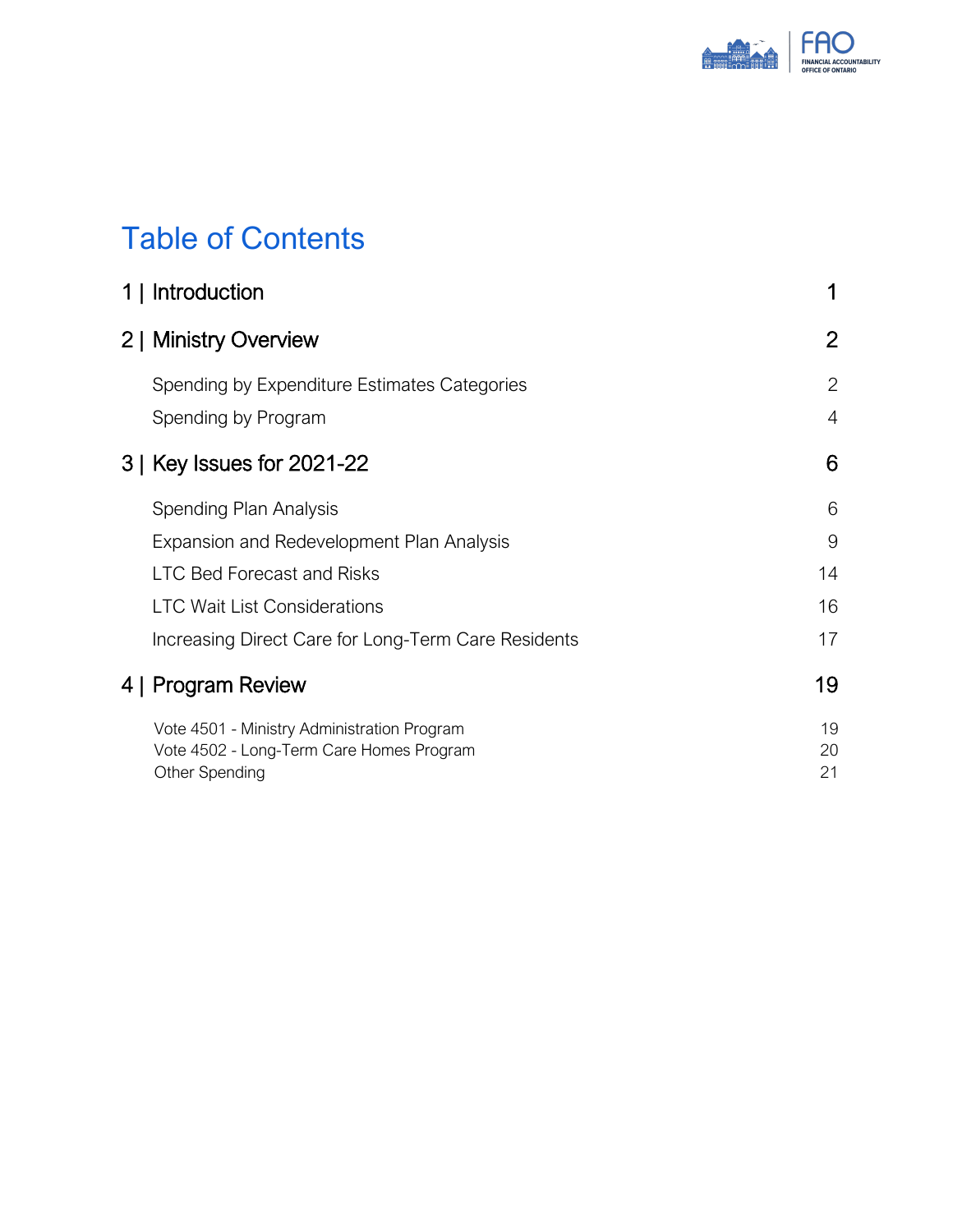# Table of Contents

| | |
|---|---|
| **1 \| Introduction** | 1 |
| **2 \| Ministry Overview** | 2 |
| Spending by Expenditure Estimates Categories | 2 |
| Spending by Program | 4 |
| **3 \| Key Issues for 2021-22** | 6 |
| Spending Plan Analysis | 6 |
| Expansion and Redevelopment Plan Analysis | 9 |
| LTC Bed Forecast and Risks | 14 |
| LTC Wait List Considerations | 16 |
| Increasing Direct Care for Long-Term Care Residents | 17 |
| **4 \| Program Review** | 19 |
| Vote 4501 - Ministry Administration Program | 19 |
| Vote 4502 - Long-Term Care Homes Program | 20 |
| Other Spending | 21 |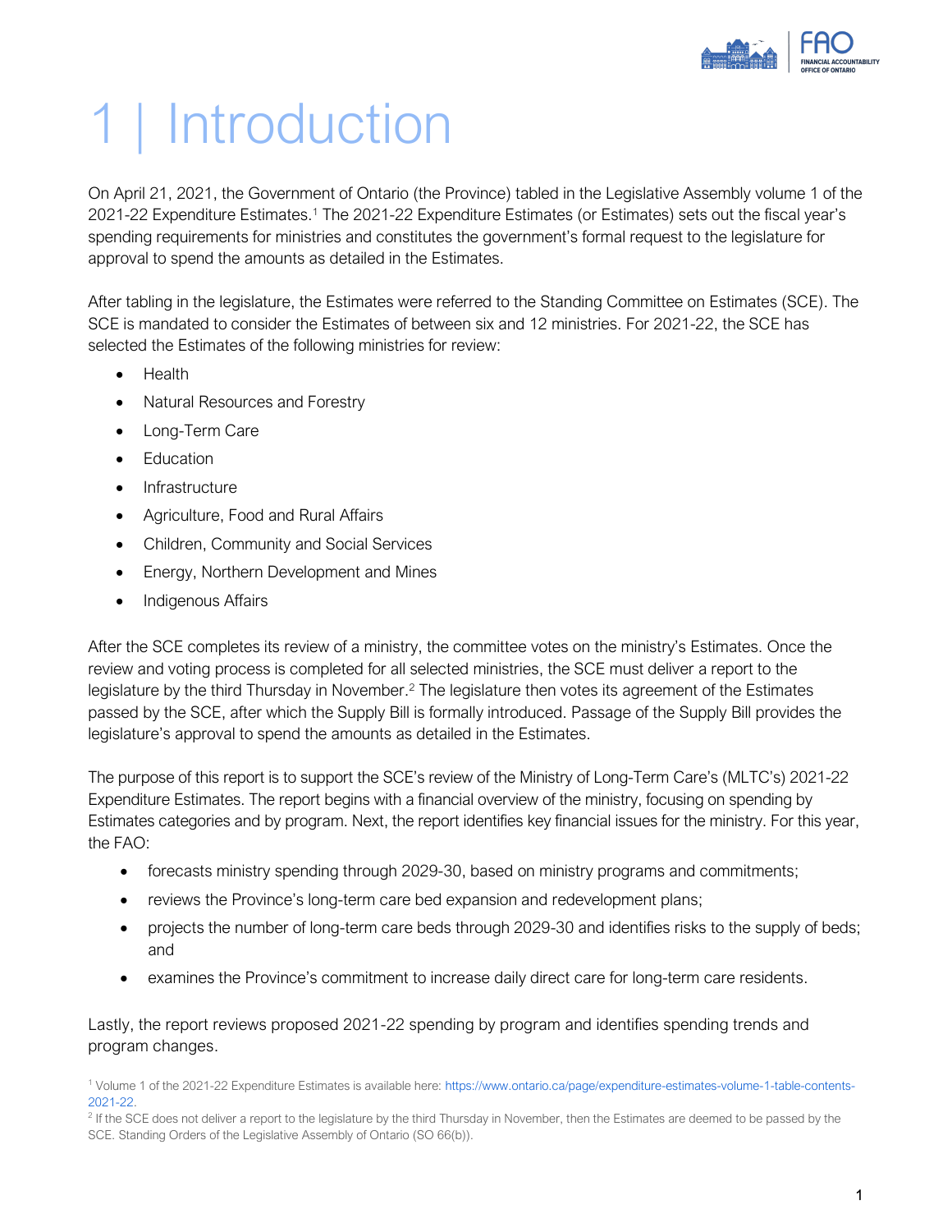# 1 | Introduction

On April 21, 2021, the Government of Ontario (the Province) tabled in the Legislative Assembly volume 1 of the 2021-22 Expenditure Estimates.[1] The 2021-22 Expenditure Estimates (or Estimates) sets out the fiscal year's spending requirements for ministries and constitutes the government's formal request to the legislature for approval to spend the amounts as detailed in the Estimates.

After tabling in the legislature, the Estimates were referred to the Standing Committee on Estimates (SCE). The SCE is mandated to consider the Estimates of between six and 12 ministries. For 2021-22, the SCE has selected the Estimates of the following ministries for review:

- Health
- Natural Resources and Forestry
- Long-Term Care
- Education
- Infrastructure
- Agriculture, Food and Rural Affairs
- Children, Community and Social Services
- Energy, Northern Development and Mines
- Indigenous Affairs

After the SCE completes its review of a ministry, the committee votes on the ministry's Estimates. Once the review and voting process is completed for all selected ministries, the SCE must deliver a report to the legislature by the third Thursday in November.[2] The legislature then votes its agreement of the Estimates passed by the SCE, after which the Supply Bill is formally introduced. Passage of the Supply Bill provides the legislature's approval to spend the amounts as detailed in the Estimates.

The purpose of this report is to support the SCE's review of the Ministry of Long-Term Care's (MLTC's) 2021-22 Expenditure Estimates. The report begins with a financial overview of the ministry, focusing on spending by Estimates categories and by program. Next, the report identifies key financial issues for the ministry. For this year, the FAO:

- forecasts ministry spending through 2029-30, based on ministry programs and commitments;
- reviews the Province's long-term care bed expansion and redevelopment plans;
- projects the number of long-term care beds through 2029-30 and identifies risks to the supply of beds; and
- examines the Province's commitment to increase daily direct care for long-term care residents.

Lastly, the report reviews proposed 2021-22 spending by program and identifies spending trends and program changes.

[1] Volume 1 of the 2021-22 Expenditure Estimates is available here: https://www.ontario.ca/page/expenditure-estimates-volume-1-table-contents-2021-22.

[2] If the SCE does not deliver a report to the legislature by the third Thursday in November, then the Estimates are deemed to be passed by the SCE. Standing Orders of the Legislative Assembly of Ontario (SO 66(b)).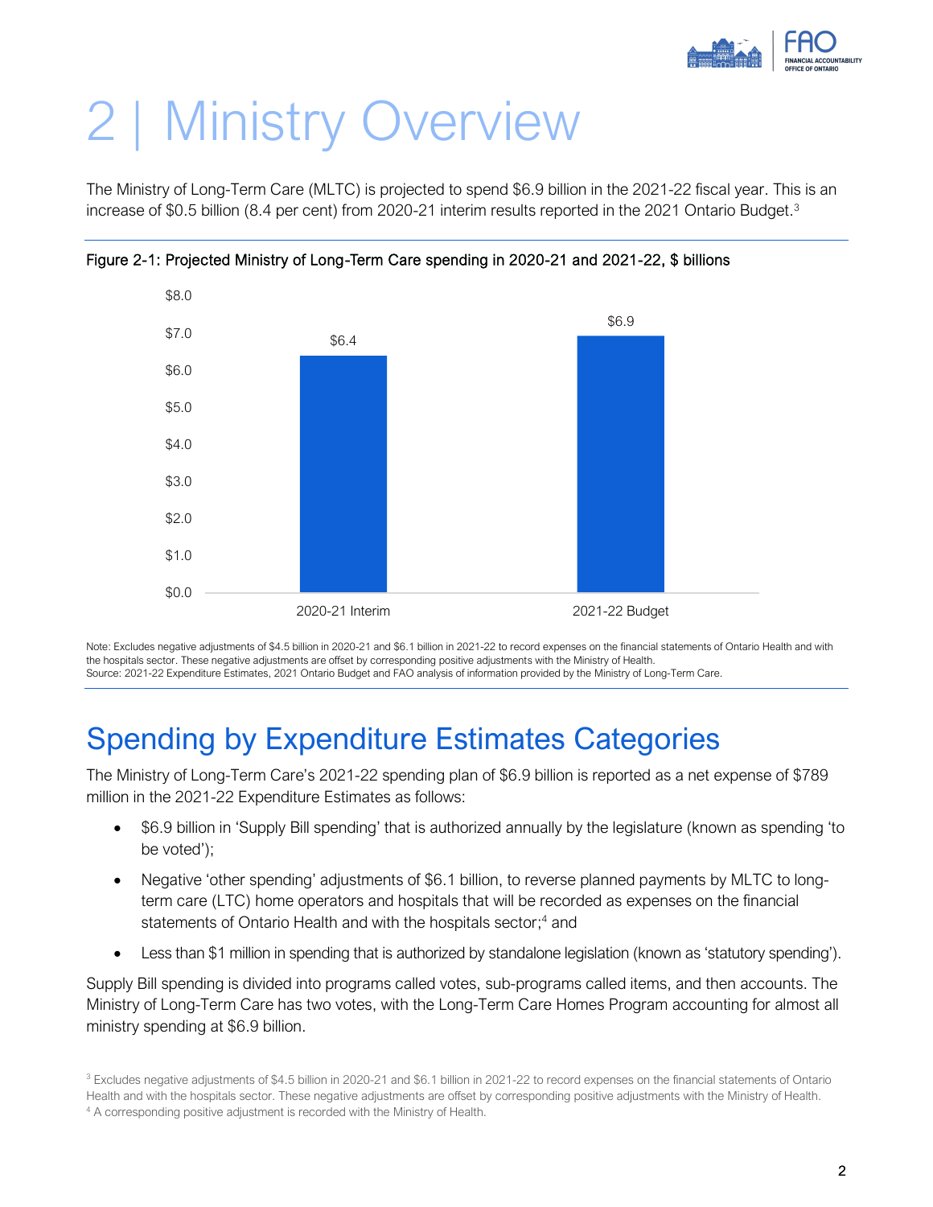# 2 | Ministry Overview

The Ministry of Long-Term Care (MLTC) is projected to spend $6.9 billion in the 2021-22 fiscal year. This is an increase of $0.5 billion (8.4 per cent) from 2020-21 interim results reported in the 2021 Ontario Budget.[3]

Figure 2-1: Projected Ministry of Long-Term Care spending in 2020-21 and 2021-22, $ billions

| | 2020-21 Interim | 2021-22 Budget |
|---|---|---|
| Spending ($ billions) | $6.4 | $6.9 |

Note: Excludes negative adjustments of $4.5 billion in 2020-21 and $6.1 billion in 2021-22 to record expenses on the financial statements of Ontario Health and with the hospitals sector. These negative adjustments are offset by corresponding positive adjustments with the Ministry of Health.
Source: 2021-22 Expenditure Estimates, 2021 Ontario Budget and FAO analysis of information provided by the Ministry of Long-Term Care.

## Spending by Expenditure Estimates Categories

The Ministry of Long-Term Care's 2021-22 spending plan of $6.9 billion is reported as a net expense of $789 million in the 2021-22 Expenditure Estimates as follows:

- $6.9 billion in 'Supply Bill spending' that is authorized annually by the legislature (known as spending 'to be voted');
- Negative 'other spending' adjustments of $6.1 billion, to reverse planned payments by MLTC to long-term care (LTC) home operators and hospitals that will be recorded as expenses on the financial statements of Ontario Health and with the hospitals sector;[4] and
- Less than $1 million in spending that is authorized by standalone legislation (known as 'statutory spending').

Supply Bill spending is divided into programs called votes, sub-programs called items, and then accounts. The Ministry of Long-Term Care has two votes, with the Long-Term Care Homes Program accounting for almost all ministry spending at $6.9 billion.

[3] Excludes negative adjustments of $4.5 billion in 2020-21 and $6.1 billion in 2021-22 to record expenses on the financial statements of Ontario Health and with the hospitals sector. These negative adjustments are offset by corresponding positive adjustments with the Ministry of Health.
[4] A corresponding positive adjustment is recorded with the Ministry of Health.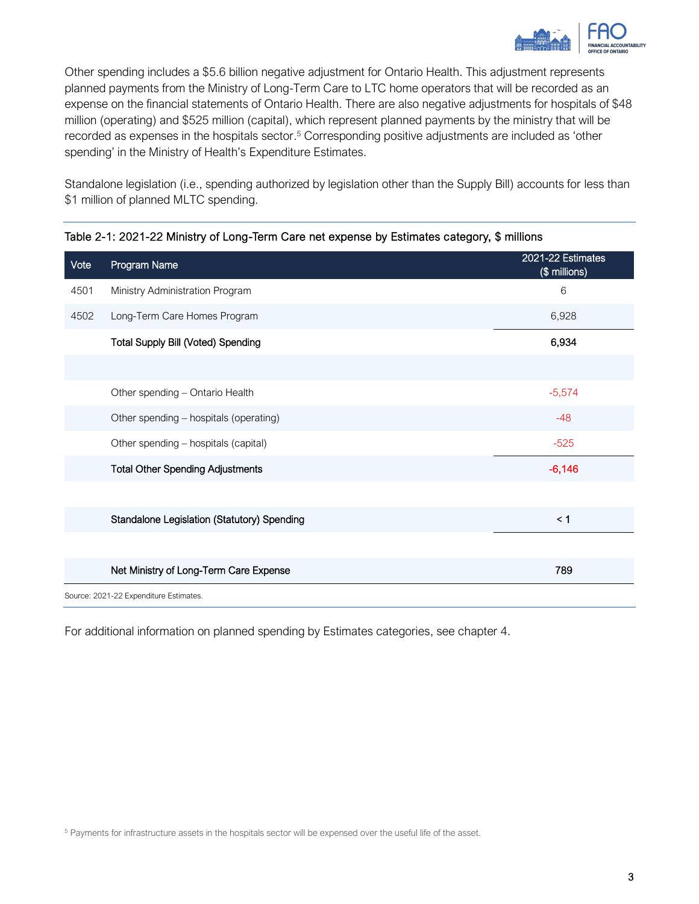Other spending includes a $5.6 billion negative adjustment for Ontario Health. This adjustment represents planned payments from the Ministry of Long-Term Care to LTC home operators that will be recorded as an expense on the financial statements of Ontario Health. There are also negative adjustments for hospitals of $48 million (operating) and $525 million (capital), which represent planned payments by the ministry that will be recorded as expenses in the hospitals sector.[5] Corresponding positive adjustments are included as 'other spending' in the Ministry of Health's Expenditure Estimates.

Standalone legislation (i.e., spending authorized by legislation other than the Supply Bill) accounts for less than $1 million of planned MLTC spending.

Table 2-1: 2021-22 Ministry of Long-Term Care net expense by Estimates category, $ millions

| Vote | Program Name | 2021-22 Estimates ($ millions) |
|---|---|---|
| 4501 | Ministry Administration Program | 6 |
| 4502 | Long-Term Care Homes Program | 6,928 |
| | **Total Supply Bill (Voted) Spending** | **6,934** |
| | | |
| | Other spending – Ontario Health | -5,574 |
| | Other spending – hospitals (operating) | -48 |
| | Other spending – hospitals (capital) | -525 |
| | **Total Other Spending Adjustments** | **-6,146** |
| | | |
| | **Standalone Legislation (Statutory) Spending** | **< 1** |
| | | |
| | **Net Ministry of Long-Term Care Expense** | **789** |

Source: 2021-22 Expenditure Estimates.

For additional information on planned spending by Estimates categories, see chapter 4.

[5] Payments for infrastructure assets in the hospitals sector will be expensed over the useful life of the asset.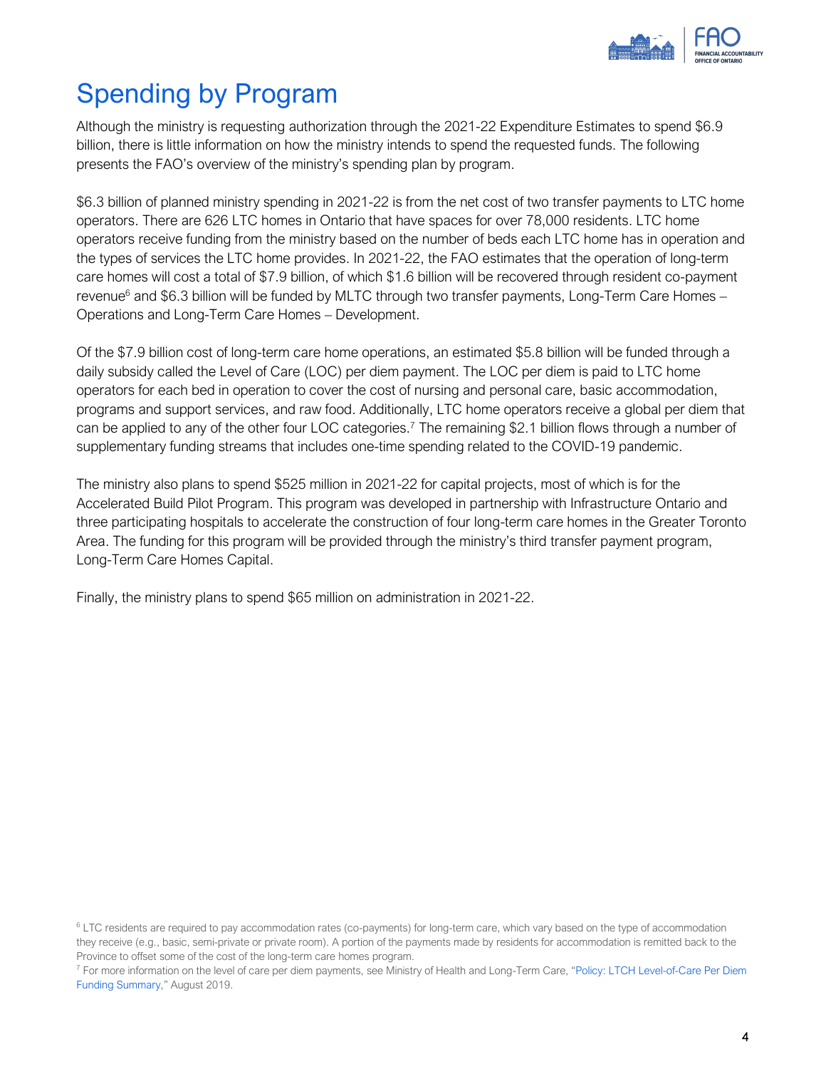# Spending by Program

Although the ministry is requesting authorization through the 2021-22 Expenditure Estimates to spend $6.9 billion, there is little information on how the ministry intends to spend the requested funds. The following presents the FAO's overview of the ministry's spending plan by program.

$6.3 billion of planned ministry spending in 2021-22 is from the net cost of two transfer payments to LTC home operators. There are 626 LTC homes in Ontario that have spaces for over 78,000 residents. LTC home operators receive funding from the ministry based on the number of beds each LTC home has in operation and the types of services the LTC home provides. In 2021-22, the FAO estimates that the operation of long-term care homes will cost a total of $7.9 billion, of which $1.6 billion will be recovered through resident co-payment revenue[6] and $6.3 billion will be funded by MLTC through two transfer payments, Long-Term Care Homes – Operations and Long-Term Care Homes – Development.

Of the $7.9 billion cost of long-term care home operations, an estimated $5.8 billion will be funded through a daily subsidy called the Level of Care (LOC) per diem payment. The LOC per diem is paid to LTC home operators for each bed in operation to cover the cost of nursing and personal care, basic accommodation, programs and support services, and raw food. Additionally, LTC home operators receive a global per diem that can be applied to any of the other four LOC categories.[7] The remaining $2.1 billion flows through a number of supplementary funding streams that includes one-time spending related to the COVID-19 pandemic.

The ministry also plans to spend $525 million in 2021-22 for capital projects, most of which is for the Accelerated Build Pilot Program. This program was developed in partnership with Infrastructure Ontario and three participating hospitals to accelerate the construction of four long-term care homes in the Greater Toronto Area. The funding for this program will be provided through the ministry's third transfer payment program, Long-Term Care Homes Capital.

Finally, the ministry plans to spend $65 million on administration in 2021-22.

[6] LTC residents are required to pay accommodation rates (co-payments) for long-term care, which vary based on the type of accommodation they receive (e.g., basic, semi-private or private room). A portion of the payments made by residents for accommodation is remitted back to the Province to offset some of the cost of the long-term care homes program.

[7] For more information on the level of care per diem payments, see Ministry of Health and Long-Term Care, "Policy: LTCH Level-of-Care Per Diem Funding Summary," August 2019.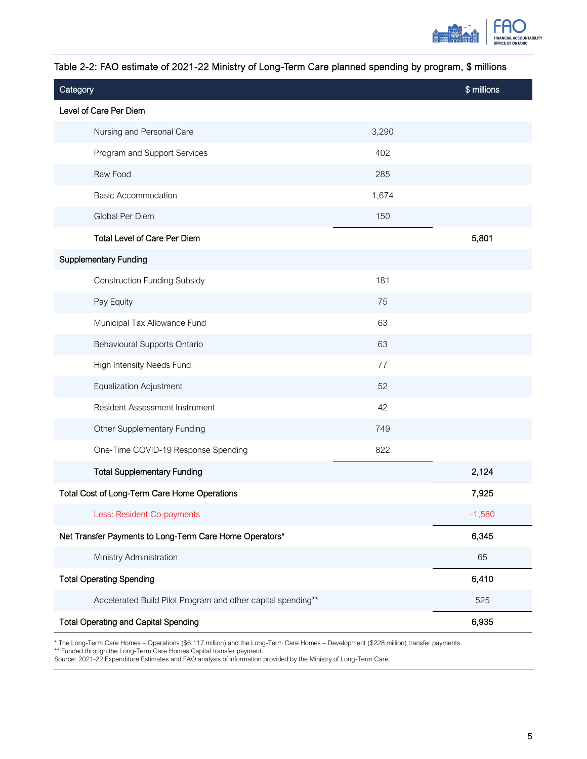Table 2-2: FAO estimate of 2021-22 Ministry of Long-Term Care planned spending by program, $ millions

| Category | | $ millions |
|---|---|---|
| Level of Care Per Diem | | |
| Nursing and Personal Care | 3,290 | |
| Program and Support Services | 402 | |
| Raw Food | 285 | |
| Basic Accommodation | 1,674 | |
| Global Per Diem | 150 | |
| Total Level of Care Per Diem | | 5,801 |
| Supplementary Funding | | |
| Construction Funding Subsidy | 181 | |
| Pay Equity | 75 | |
| Municipal Tax Allowance Fund | 63 | |
| Behavioural Supports Ontario | 63 | |
| High Intensity Needs Fund | 77 | |
| Equalization Adjustment | 52 | |
| Resident Assessment Instrument | 42 | |
| Other Supplementary Funding | 749 | |
| One-Time COVID-19 Response Spending | 822 | |
| Total Supplementary Funding | | 2,124 |
| Total Cost of Long-Term Care Home Operations | | 7,925 |
| Less: Resident Co-payments | | -1,580 |
| Net Transfer Payments to Long-Term Care Home Operators* | | 6,345 |
| Ministry Administration | | 65 |
| Total Operating Spending | | 6,410 |
| Accelerated Build Pilot Program and other capital spending** | | 525 |
| Total Operating and Capital Spending | | 6,935 |

\* The Long-Term Care Homes – Operations ($6,117 million) and the Long-Term Care Homes – Development ($228 million) transfer payments.
** Funded through the Long-Term Care Homes Capital transfer payment.
Source: 2021-22 Expenditure Estimates and FAO analysis of information provided by the Ministry of Long-Term Care.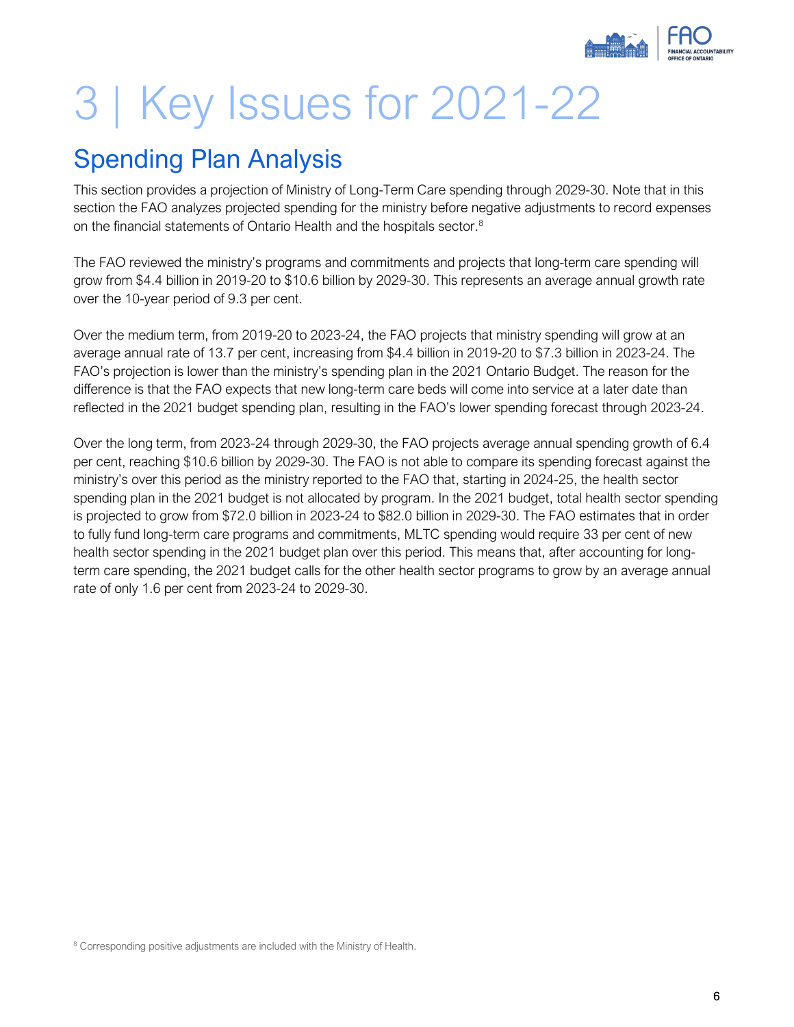# 3 | Key Issues for 2021-22

## Spending Plan Analysis

This section provides a projection of Ministry of Long-Term Care spending through 2029-30. Note that in this section the FAO analyzes projected spending for the ministry before negative adjustments to record expenses on the financial statements of Ontario Health and the hospitals sector.[8]

The FAO reviewed the ministry's programs and commitments and projects that long-term care spending will grow from $4.4 billion in 2019-20 to $10.6 billion by 2029-30. This represents an average annual growth rate over the 10-year period of 9.3 per cent.

Over the medium term, from 2019-20 to 2023-24, the FAO projects that ministry spending will grow at an average annual rate of 13.7 per cent, increasing from $4.4 billion in 2019-20 to $7.3 billion in 2023-24. The FAO's projection is lower than the ministry's spending plan in the 2021 Ontario Budget. The reason for the difference is that the FAO expects that new long-term care beds will come into service at a later date than reflected in the 2021 budget spending plan, resulting in the FAO's lower spending forecast through 2023-24.

Over the long term, from 2023-24 through 2029-30, the FAO projects average annual spending growth of 6.4 per cent, reaching $10.6 billion by 2029-30. The FAO is not able to compare its spending forecast against the ministry's over this period as the ministry reported to the FAO that, starting in 2024-25, the health sector spending plan in the 2021 budget is not allocated by program. In the 2021 budget, total health sector spending is projected to grow from $72.0 billion in 2023-24 to $82.0 billion in 2029-30. The FAO estimates that in order to fully fund long-term care programs and commitments, MLTC spending would require 33 per cent of new health sector spending in the 2021 budget plan over this period. This means that, after accounting for long-term care spending, the 2021 budget calls for the other health sector programs to grow by an average annual rate of only 1.6 per cent from 2023-24 to 2029-30.

[8] Corresponding positive adjustments are included with the Ministry of Health.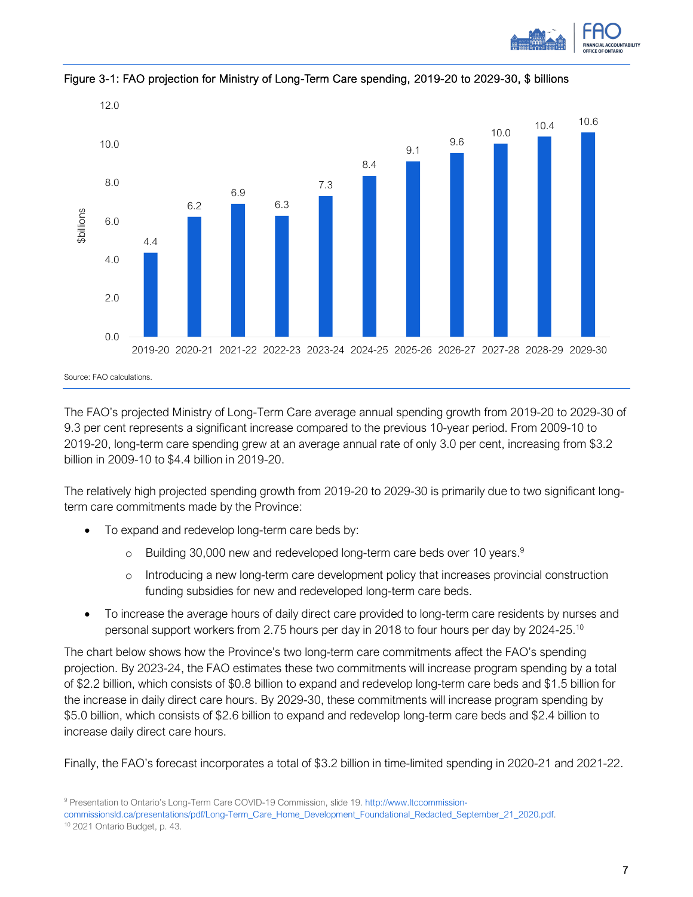Figure 3-1: FAO projection for Ministry of Long-Term Care spending, 2019-20 to 2029-30, $ billions

| Year | $billions |
|---|---|
| 2019-20 | 4.4 |
| 2020-21 | 6.2 |
| 2021-22 | 6.9 |
| 2022-23 | 6.3 |
| 2023-24 | 7.3 |
| 2024-25 | 8.4 |
| 2025-26 | 9.1 |
| 2026-27 | 9.6 |
| 2027-28 | 10.0 |
| 2028-29 | 10.4 |
| 2029-30 | 10.6 |

Source: FAO calculations.

The FAO's projected Ministry of Long-Term Care average annual spending growth from 2019-20 to 2029-30 of 9.3 per cent represents a significant increase compared to the previous 10-year period. From 2009-10 to 2019-20, long-term care spending grew at an average annual rate of only 3.0 per cent, increasing from $3.2 billion in 2009-10 to $4.4 billion in 2019-20.

The relatively high projected spending growth from 2019-20 to 2029-30 is primarily due to two significant long-term care commitments made by the Province:

- To expand and redevelop long-term care beds by:
  - Building 30,000 new and redeveloped long-term care beds over 10 years.[9]
  - Introducing a new long-term care development policy that increases provincial construction funding subsidies for new and redeveloped long-term care beds.
- To increase the average hours of daily direct care provided to long-term care residents by nurses and personal support workers from 2.75 hours per day in 2018 to four hours per day by 2024-25.[10]

The chart below shows how the Province's two long-term care commitments affect the FAO's spending projection. By 2023-24, the FAO estimates these two commitments will increase program spending by a total of $2.2 billion, which consists of $0.8 billion to expand and redevelop long-term care beds and $1.5 billion for the increase in daily direct care hours. By 2029-30, these commitments will increase program spending by $5.0 billion, which consists of $2.6 billion to expand and redevelop long-term care beds and $2.4 billion to increase daily direct care hours.

Finally, the FAO's forecast incorporates a total of $3.2 billion in time-limited spending in 2020-21 and 2021-22.

[9] Presentation to Ontario's Long-Term Care COVID-19 Commission, slide 19. http://www.ltccommission-commissionsld.ca/presentations/pdf/Long-Term_Care_Home_Development_Foundational_Redacted_September_21_2020.pdf.

[10] 2021 Ontario Budget, p. 43.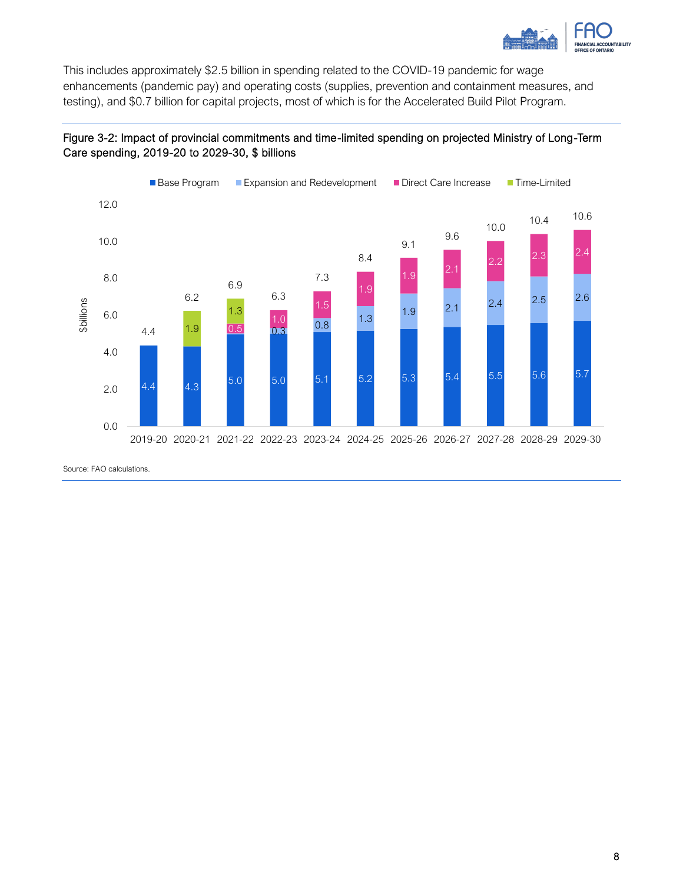This includes approximately $2.5 billion in spending related to the COVID-19 pandemic for wage enhancements (pandemic pay) and operating costs (supplies, prevention and containment measures, and testing), and $0.7 billion for capital projects, most of which is for the Accelerated Build Pilot Program.

**Figure 3-2: Impact of provincial commitments and time-limited spending on projected Ministry of Long-Term Care spending, 2019-20 to 2029-30, $ billions**

| Year | Base Program | Expansion and Redevelopment | Direct Care Increase | Time-Limited | Total |
|---|---|---|---|---|---|
| 2019-20 | 4.4 | | | | 4.4 |
| 2020-21 | 4.3 | | | 1.9 | 6.2 |
| 2021-22 | 5.0 | | 0.5 | 1.3 | 6.9 |
| 2022-23 | 5.0 | 0.3 | 1.0 | | 6.3 |
| 2023-24 | 5.1 | 0.8 | 1.5 | | 7.3 |
| 2024-25 | 5.2 | 1.3 | 1.9 | | 8.4 |
| 2025-26 | 5.3 | 1.9 | 1.9 | | 9.1 |
| 2026-27 | 5.4 | 2.1 | 2.1 | | 9.6 |
| 2027-28 | 5.5 | 2.4 | 2.2 | | 10.0 |
| 2028-29 | 5.6 | 2.5 | 2.3 | | 10.4 |
| 2029-30 | 5.7 | 2.6 | 2.4 | | 10.6 |

Source: FAO calculations.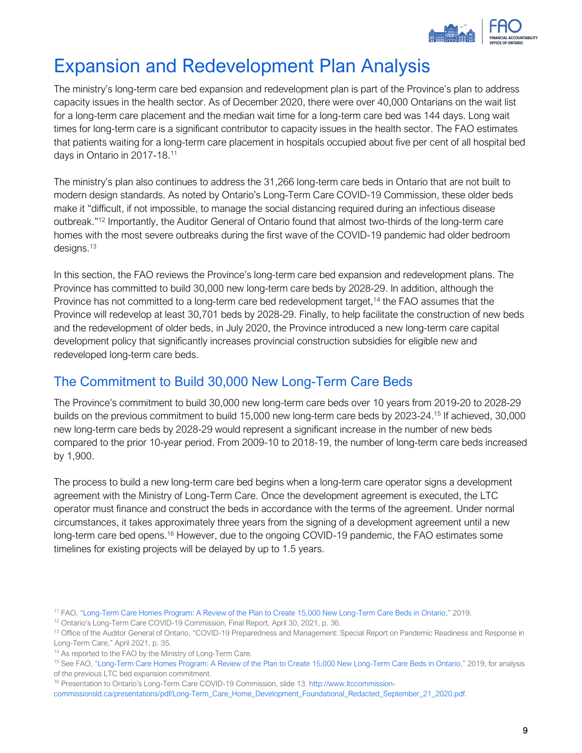# Expansion and Redevelopment Plan Analysis

The ministry's long-term care bed expansion and redevelopment plan is part of the Province's plan to address capacity issues in the health sector. As of December 2020, there were over 40,000 Ontarians on the wait list for a long-term care placement and the median wait time for a long-term care bed was 144 days. Long wait times for long-term care is a significant contributor to capacity issues in the health sector. The FAO estimates that patients waiting for a long-term care placement in hospitals occupied about five per cent of all hospital bed days in Ontario in 2017-18.[11]

The ministry's plan also continues to address the 31,266 long-term care beds in Ontario that are not built to modern design standards. As noted by Ontario's Long-Term Care COVID-19 Commission, these older beds make it "difficult, if not impossible, to manage the social distancing required during an infectious disease outbreak."[12] Importantly, the Auditor General of Ontario found that almost two-thirds of the long-term care homes with the most severe outbreaks during the first wave of the COVID-19 pandemic had older bedroom designs.[13]

In this section, the FAO reviews the Province's long-term care bed expansion and redevelopment plans. The Province has committed to build 30,000 new long-term care beds by 2028-29. In addition, although the Province has not committed to a long-term care bed redevelopment target,[14] the FAO assumes that the Province will redevelop at least 30,701 beds by 2028-29. Finally, to help facilitate the construction of new beds and the redevelopment of older beds, in July 2020, the Province introduced a new long-term care capital development policy that significantly increases provincial construction subsidies for eligible new and redeveloped long-term care beds.

## The Commitment to Build 30,000 New Long-Term Care Beds

The Province's commitment to build 30,000 new long-term care beds over 10 years from 2019-20 to 2028-29 builds on the previous commitment to build 15,000 new long-term care beds by 2023-24.[15] If achieved, 30,000 new long-term care beds by 2028-29 would represent a significant increase in the number of new beds compared to the prior 10-year period. From 2009-10 to 2018-19, the number of long-term care beds increased by 1,900.

The process to build a new long-term care bed begins when a long-term care operator signs a development agreement with the Ministry of Long-Term Care. Once the development agreement is executed, the LTC operator must finance and construct the beds in accordance with the terms of the agreement. Under normal circumstances, it takes approximately three years from the signing of a development agreement until a new long-term care bed opens.[16] However, due to the ongoing COVID-19 pandemic, the FAO estimates some timelines for existing projects will be delayed by up to 1.5 years.

[11] FAO, "Long-Term Care Homes Program: A Review of the Plan to Create 15,000 New Long-Term Care Beds in Ontario," 2019.

[12] Ontario's Long-Term Care COVID-19 Commission, Final Report, April 30, 2021, p. 36.

[13] Office of the Auditor General of Ontario, "COVID-19 Preparedness and Management: Special Report on Pandemic Readiness and Response in Long-Term Care," April 2021, p. 35.

[14] As reported to the FAO by the Ministry of Long-Term Care.

[15] See FAO, "Long-Term Care Homes Program: A Review of the Plan to Create 15,000 New Long-Term Care Beds in Ontario," 2019, for analysis of the previous LTC bed expansion commitment.

[16] Presentation to Ontario's Long-Term Care COVID-19 Commission, slide 13. http://www.ltccommission-commissionsld.ca/presentations/pdf/Long-Term_Care_Home_Development_Foundational_Redacted_September_21_2020.pdf.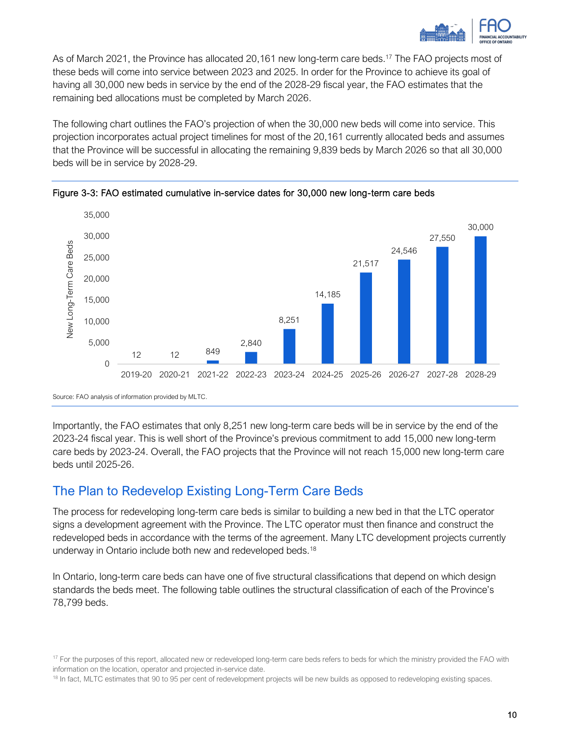As of March 2021, the Province has allocated 20,161 new long-term care beds.[17] The FAO projects most of these beds will come into service between 2023 and 2025. In order for the Province to achieve its goal of having all 30,000 new beds in service by the end of the 2028-29 fiscal year, the FAO estimates that the remaining bed allocations must be completed by March 2026.

The following chart outlines the FAO's projection of when the 30,000 new beds will come into service. This projection incorporates actual project timelines for most of the 20,161 currently allocated beds and assumes that the Province will be successful in allocating the remaining 9,839 beds by March 2026 so that all 30,000 beds will be in service by 2028-29.

Figure 3-3: FAO estimated cumulative in-service dates for 30,000 new long-term care beds

| Fiscal Year | New Long-Term Care Beds |
|---|---|
| 2019-20 | 12 |
| 2020-21 | 12 |
| 2021-22 | 849 |
| 2022-23 | 2,840 |
| 2023-24 | 8,251 |
| 2024-25 | 14,185 |
| 2025-26 | 21,517 |
| 2026-27 | 24,546 |
| 2027-28 | 27,550 |
| 2028-29 | 30,000 |

Source: FAO analysis of information provided by MLTC.

Importantly, the FAO estimates that only 8,251 new long-term care beds will be in service by the end of the 2023-24 fiscal year. This is well short of the Province's previous commitment to add 15,000 new long-term care beds by 2023-24. Overall, the FAO projects that the Province will not reach 15,000 new long-term care beds until 2025-26.

## The Plan to Redevelop Existing Long-Term Care Beds

The process for redeveloping long-term care beds is similar to building a new bed in that the LTC operator signs a development agreement with the Province. The LTC operator must then finance and construct the redeveloped beds in accordance with the terms of the agreement. Many LTC development projects currently underway in Ontario include both new and redeveloped beds.[18]

In Ontario, long-term care beds can have one of five structural classifications that depend on which design standards the beds meet. The following table outlines the structural classification of each of the Province's 78,799 beds.

[17] For the purposes of this report, allocated new or redeveloped long-term care beds refers to beds for which the ministry provided the FAO with information on the location, operator and projected in-service date.

[18] In fact, MLTC estimates that 90 to 95 per cent of redevelopment projects will be new builds as opposed to redeveloping existing spaces.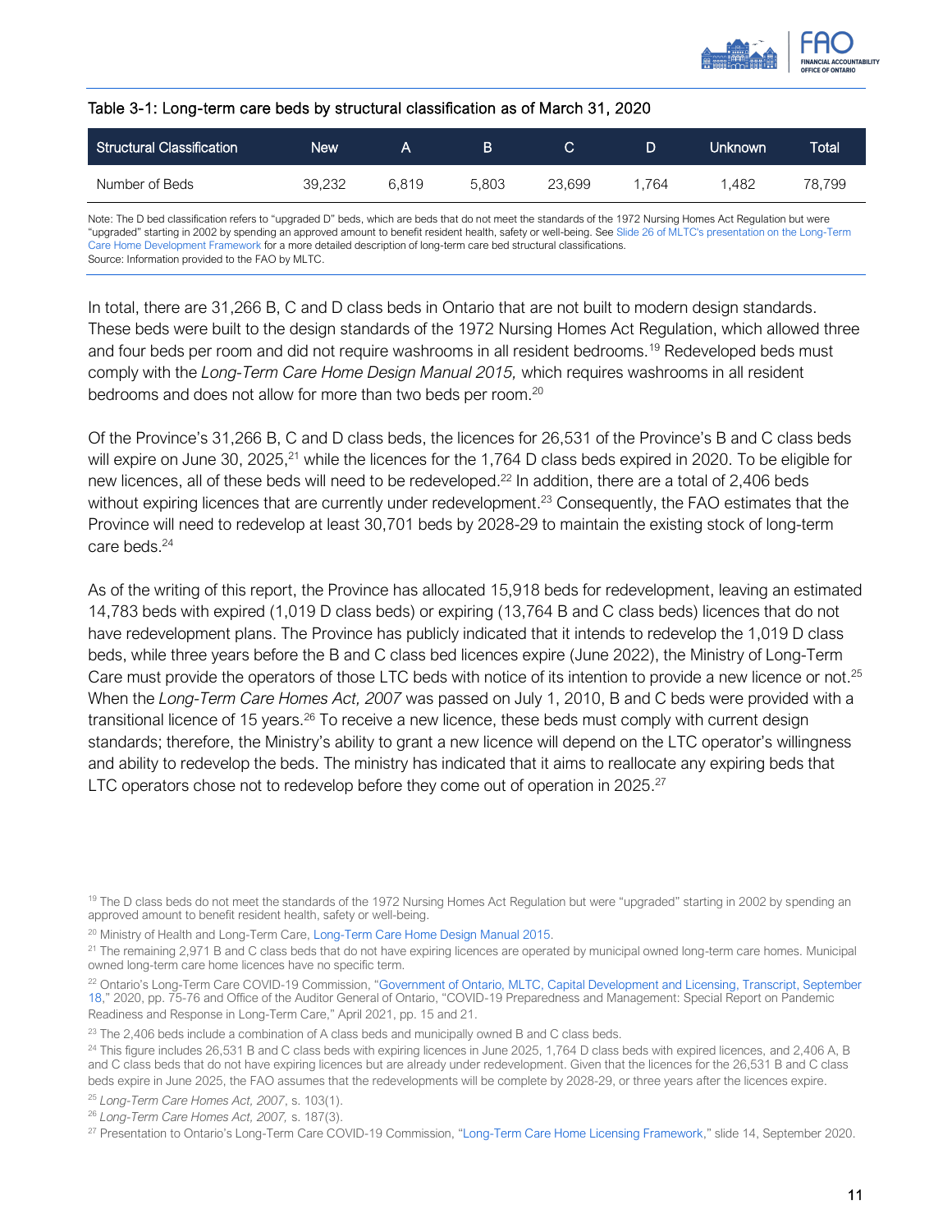Table 3-1: Long-term care beds by structural classification as of March 31, 2020

| Structural Classification | New | A | B | C | D | Unknown | Total |
|---|---|---|---|---|---|---|---|
| Number of Beds | 39,232 | 6,819 | 5,803 | 23,699 | 1,764 | 1,482 | 78,799 |

Note: The D bed classification refers to "upgraded D" beds, which are beds that do not meet the standards of the 1972 Nursing Homes Act Regulation but were "upgraded" starting in 2002 by spending an approved amount to benefit resident health, safety or well-being. See Slide 26 of MLTC's presentation on the Long-Term Care Home Development Framework for a more detailed description of long-term care bed structural classifications.
Source: Information provided to the FAO by MLTC.

In total, there are 31,266 B, C and D class beds in Ontario that are not built to modern design standards. These beds were built to the design standards of the 1972 Nursing Homes Act Regulation, which allowed three and four beds per room and did not require washrooms in all resident bedrooms.[19] Redeveloped beds must comply with the *Long-Term Care Home Design Manual 2015,* which requires washrooms in all resident bedrooms and does not allow for more than two beds per room.[20]

Of the Province's 31,266 B, C and D class beds, the licences for 26,531 of the Province's B and C class beds will expire on June 30, 2025,[21] while the licences for the 1,764 D class beds expired in 2020. To be eligible for new licences, all of these beds will need to be redeveloped.[22] In addition, there are a total of 2,406 beds without expiring licences that are currently under redevelopment.[23] Consequently, the FAO estimates that the Province will need to redevelop at least 30,701 beds by 2028-29 to maintain the existing stock of long-term care beds.[24]

As of the writing of this report, the Province has allocated 15,918 beds for redevelopment, leaving an estimated 14,783 beds with expired (1,019 D class beds) or expiring (13,764 B and C class beds) licences that do not have redevelopment plans. The Province has publicly indicated that it intends to redevelop the 1,019 D class beds, while three years before the B and C class bed licences expire (June 2022), the Ministry of Long-Term Care must provide the operators of those LTC beds with notice of its intention to provide a new licence or not.[25] When the *Long-Term Care Homes Act, 2007* was passed on July 1, 2010, B and C beds were provided with a transitional licence of 15 years.[26] To receive a new licence, these beds must comply with current design standards; therefore, the Ministry's ability to grant a new licence will depend on the LTC operator's willingness and ability to redevelop the beds. The ministry has indicated that it aims to reallocate any expiring beds that LTC operators chose not to redevelop before they come out of operation in 2025.[27]

[19] The D class beds do not meet the standards of the 1972 Nursing Homes Act Regulation but were "upgraded" starting in 2002 by spending an approved amount to benefit resident health, safety or well-being.

[20] Ministry of Health and Long-Term Care, Long-Term Care Home Design Manual 2015.

[21] The remaining 2,971 B and C class beds that do not have expiring licences are operated by municipal owned long-term care homes. Municipal owned long-term care home licences have no specific term.

[22] Ontario's Long-Term Care COVID-19 Commission, "Government of Ontario, MLTC, Capital Development and Licensing, Transcript, September 18," 2020, pp. 75-76 and Office of the Auditor General of Ontario, "COVID-19 Preparedness and Management: Special Report on Pandemic Readiness and Response in Long-Term Care," April 2021, pp. 15 and 21.

[23] The 2,406 beds include a combination of A class beds and municipally owned B and C class beds.

[24] This figure includes 26,531 B and C class beds with expiring licences in June 2025, 1,764 D class beds with expired licences, and 2,406 A, B and C class beds that do not have expiring licences but are already under redevelopment. Given that the licences for the 26,531 B and C class beds expire in June 2025, the FAO assumes that the redevelopments will be complete by 2028-29, or three years after the licences expire.

[25] *Long-Term Care Homes Act, 2007*, s. 103(1).

[26] *Long-Term Care Homes Act, 2007,* s. 187(3).

[27] Presentation to Ontario's Long-Term Care COVID-19 Commission, "Long-Term Care Home Licensing Framework," slide 14, September 2020.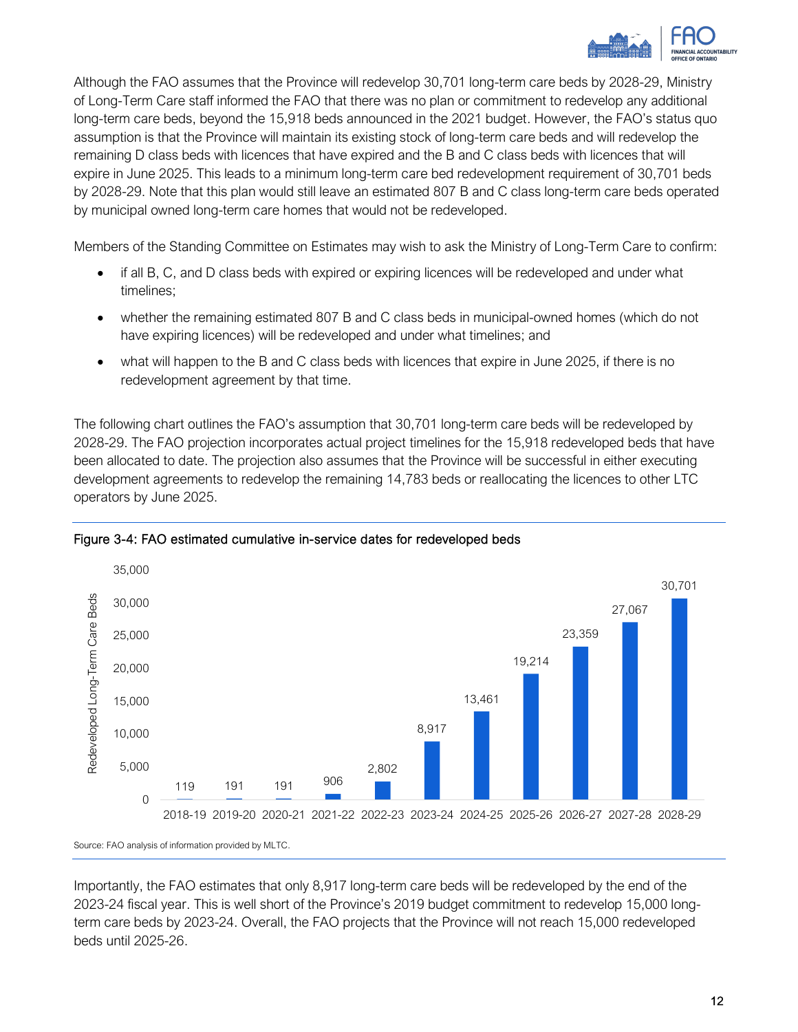Although the FAO assumes that the Province will redevelop 30,701 long-term care beds by 2028-29, Ministry of Long-Term Care staff informed the FAO that there was no plan or commitment to redevelop any additional long-term care beds, beyond the 15,918 beds announced in the 2021 budget. However, the FAO's status quo assumption is that the Province will maintain its existing stock of long-term care beds and will redevelop the remaining D class beds with licences that have expired and the B and C class beds with licences that will expire in June 2025. This leads to a minimum long-term care bed redevelopment requirement of 30,701 beds by 2028-29. Note that this plan would still leave an estimated 807 B and C class long-term care beds operated by municipal owned long-term care homes that would not be redeveloped.

Members of the Standing Committee on Estimates may wish to ask the Ministry of Long-Term Care to confirm:

- if all B, C, and D class beds with expired or expiring licences will be redeveloped and under what timelines;
- whether the remaining estimated 807 B and C class beds in municipal-owned homes (which do not have expiring licences) will be redeveloped and under what timelines; and
- what will happen to the B and C class beds with licences that expire in June 2025, if there is no redevelopment agreement by that time.

The following chart outlines the FAO's assumption that 30,701 long-term care beds will be redeveloped by 2028-29. The FAO projection incorporates actual project timelines for the 15,918 redeveloped beds that have been allocated to date. The projection also assumes that the Province will be successful in either executing development agreements to redevelop the remaining 14,783 beds or reallocating the licences to other LTC operators by June 2025.

Figure 3-4: FAO estimated cumulative in-service dates for redeveloped beds

| Year | Redeveloped Long-Term Care Beds |
|---|---|
| 2018-19 | 119 |
| 2019-20 | 191 |
| 2020-21 | 191 |
| 2021-22 | 906 |
| 2022-23 | 2,802 |
| 2023-24 | 8,917 |
| 2024-25 | 13,461 |
| 2025-26 | 19,214 |
| 2026-27 | 23,359 |
| 2027-28 | 27,067 |
| 2028-29 | 30,701 |

Source: FAO analysis of information provided by MLTC.

Importantly, the FAO estimates that only 8,917 long-term care beds will be redeveloped by the end of the 2023-24 fiscal year. This is well short of the Province's 2019 budget commitment to redevelop 15,000 long-term care beds by 2023-24. Overall, the FAO projects that the Province will not reach 15,000 redeveloped beds until 2025-26.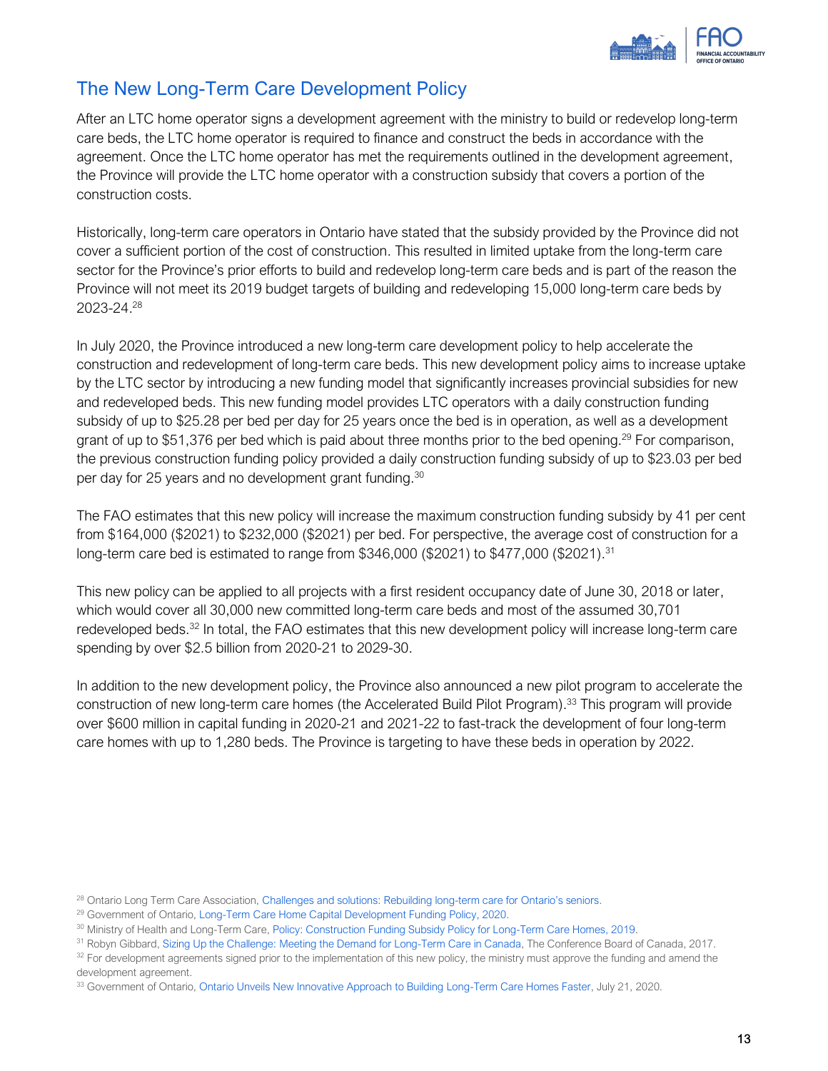## The New Long-Term Care Development Policy

After an LTC home operator signs a development agreement with the ministry to build or redevelop long-term care beds, the LTC home operator is required to finance and construct the beds in accordance with the agreement. Once the LTC home operator has met the requirements outlined in the development agreement, the Province will provide the LTC home operator with a construction subsidy that covers a portion of the construction costs.

Historically, long-term care operators in Ontario have stated that the subsidy provided by the Province did not cover a sufficient portion of the cost of construction. This resulted in limited uptake from the long-term care sector for the Province's prior efforts to build and redevelop long-term care beds and is part of the reason the Province will not meet its 2019 budget targets of building and redeveloping 15,000 long-term care beds by 2023-24.[28]

In July 2020, the Province introduced a new long-term care development policy to help accelerate the construction and redevelopment of long-term care beds. This new development policy aims to increase uptake by the LTC sector by introducing a new funding model that significantly increases provincial subsidies for new and redeveloped beds. This new funding model provides LTC operators with a daily construction funding subsidy of up to $25.28 per bed per day for 25 years once the bed is in operation, as well as a development grant of up to $51,376 per bed which is paid about three months prior to the bed opening.[29] For comparison, the previous construction funding policy provided a daily construction funding subsidy of up to $23.03 per bed per day for 25 years and no development grant funding.[30]

The FAO estimates that this new policy will increase the maximum construction funding subsidy by 41 per cent from $164,000 ($2021) to $232,000 ($2021) per bed. For perspective, the average cost of construction for a long-term care bed is estimated to range from $346,000 ($2021) to $477,000 ($2021).[31]

This new policy can be applied to all projects with a first resident occupancy date of June 30, 2018 or later, which would cover all 30,000 new committed long-term care beds and most of the assumed 30,701 redeveloped beds.[32] In total, the FAO estimates that this new development policy will increase long-term care spending by over $2.5 billion from 2020-21 to 2029-30.

In addition to the new development policy, the Province also announced a new pilot program to accelerate the construction of new long-term care homes (the Accelerated Build Pilot Program).[33] This program will provide over $600 million in capital funding in 2020-21 and 2021-22 to fast-track the development of four long-term care homes with up to 1,280 beds. The Province is targeting to have these beds in operation by 2022.

---

[28] Ontario Long Term Care Association, Challenges and solutions: Rebuilding long-term care for Ontario's seniors.

[29] Government of Ontario, Long-Term Care Home Capital Development Funding Policy, 2020.

[30] Ministry of Health and Long-Term Care, Policy: Construction Funding Subsidy Policy for Long-Term Care Homes, 2019.

[31] Robyn Gibbard, Sizing Up the Challenge: Meeting the Demand for Long-Term Care in Canada, The Conference Board of Canada, 2017.

[32] For development agreements signed prior to the implementation of this new policy, the ministry must approve the funding and amend the development agreement.

[33] Government of Ontario, Ontario Unveils New Innovative Approach to Building Long-Term Care Homes Faster, July 21, 2020.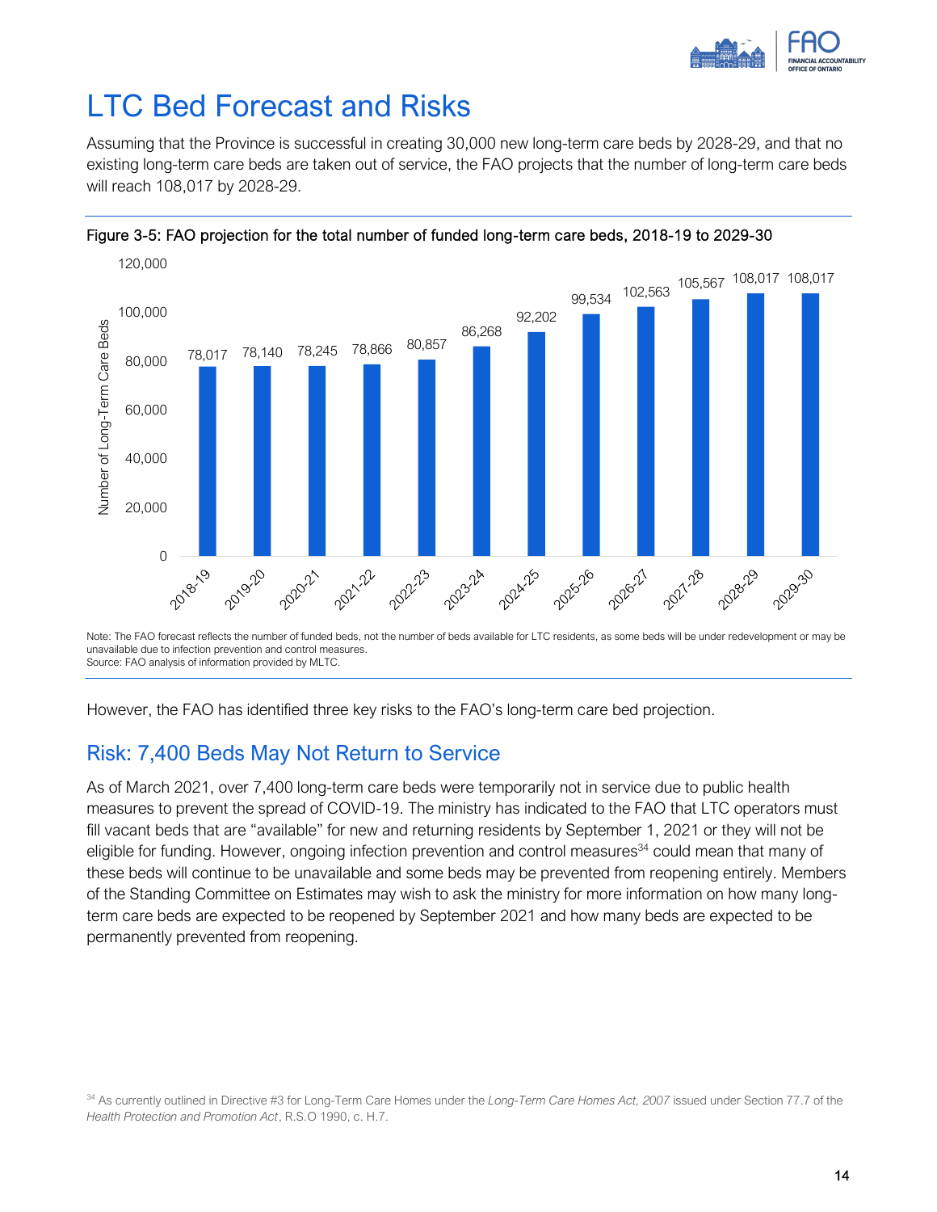# LTC Bed Forecast and Risks

Assuming that the Province is successful in creating 30,000 new long-term care beds by 2028-29, and that no existing long-term care beds are taken out of service, the FAO projects that the number of long-term care beds will reach 108,017 by 2028-29.

Figure 3-5: FAO projection for the total number of funded long-term care beds, 2018-19 to 2029-30

| Year | Number of Long-Term Care Beds |
|---|---|
| 2018-19 | 78,017 |
| 2019-20 | 78,140 |
| 2020-21 | 78,245 |
| 2021-22 | 78,866 |
| 2022-23 | 80,857 |
| 2023-24 | 86,268 |
| 2024-25 | 92,202 |
| 2025-26 | 99,534 |
| 2026-27 | 102,563 |
| 2027-28 | 105,567 |
| 2028-29 | 108,017 |
| 2029-30 | 108,017 |

Note: The FAO forecast reflects the number of funded beds, not the number of beds available for LTC residents, as some beds will be under redevelopment or may be unavailable due to infection prevention and control measures.
Source: FAO analysis of information provided by MLTC.

However, the FAO has identified three key risks to the FAO's long-term care bed projection.

## Risk: 7,400 Beds May Not Return to Service

As of March 2021, over 7,400 long-term care beds were temporarily not in service due to public health measures to prevent the spread of COVID-19. The ministry has indicated to the FAO that LTC operators must fill vacant beds that are "available" for new and returning residents by September 1, 2021 or they will not be eligible for funding. However, ongoing infection prevention and control measures[34] could mean that many of these beds will continue to be unavailable and some beds may be prevented from reopening entirely. Members of the Standing Committee on Estimates may wish to ask the ministry for more information on how many long-term care beds are expected to be reopened by September 2021 and how many beds are expected to be permanently prevented from reopening.

[34] As currently outlined in Directive #3 for Long-Term Care Homes under the *Long-Term Care Homes Act, 2007* issued under Section 77.7 of the *Health Protection and Promotion Act*, R.S.O 1990, c. H.7.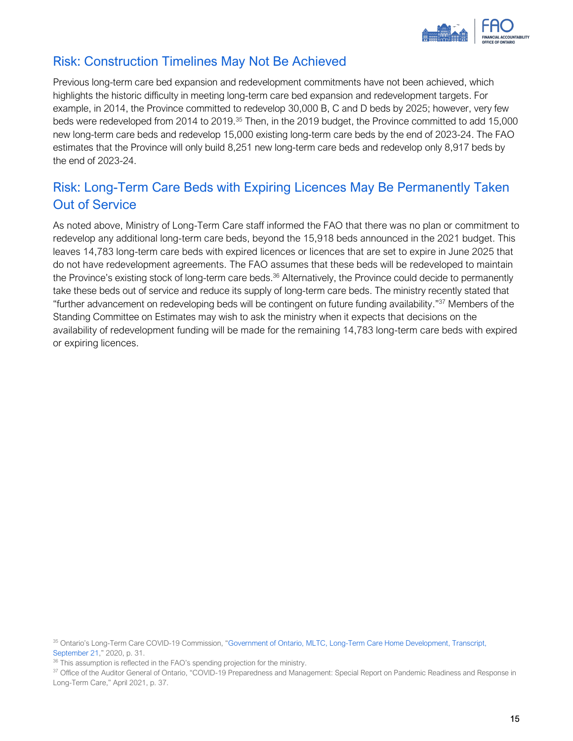## Risk: Construction Timelines May Not Be Achieved

Previous long-term care bed expansion and redevelopment commitments have not been achieved, which highlights the historic difficulty in meeting long-term care bed expansion and redevelopment targets. For example, in 2014, the Province committed to redevelop 30,000 B, C and D beds by 2025; however, very few beds were redeveloped from 2014 to 2019.[35] Then, in the 2019 budget, the Province committed to add 15,000 new long-term care beds and redevelop 15,000 existing long-term care beds by the end of 2023-24. The FAO estimates that the Province will only build 8,251 new long-term care beds and redevelop only 8,917 beds by the end of 2023-24.

## Risk: Long-Term Care Beds with Expiring Licences May Be Permanently Taken Out of Service

As noted above, Ministry of Long-Term Care staff informed the FAO that there was no plan or commitment to redevelop any additional long-term care beds, beyond the 15,918 beds announced in the 2021 budget. This leaves 14,783 long-term care beds with expired licences or licences that are set to expire in June 2025 that do not have redevelopment agreements. The FAO assumes that these beds will be redeveloped to maintain the Province's existing stock of long-term care beds.[36] Alternatively, the Province could decide to permanently take these beds out of service and reduce its supply of long-term care beds. The ministry recently stated that "further advancement on redeveloping beds will be contingent on future funding availability."[37] Members of the Standing Committee on Estimates may wish to ask the ministry when it expects that decisions on the availability of redevelopment funding will be made for the remaining 14,783 long-term care beds with expired or expiring licences.

[35] Ontario's Long-Term Care COVID-19 Commission, "Government of Ontario, MLTC, Long-Term Care Home Development, Transcript, September 21," 2020, p. 31.

[36] This assumption is reflected in the FAO's spending projection for the ministry.

[37] Office of the Auditor General of Ontario, "COVID-19 Preparedness and Management: Special Report on Pandemic Readiness and Response in Long-Term Care," April 2021, p. 37.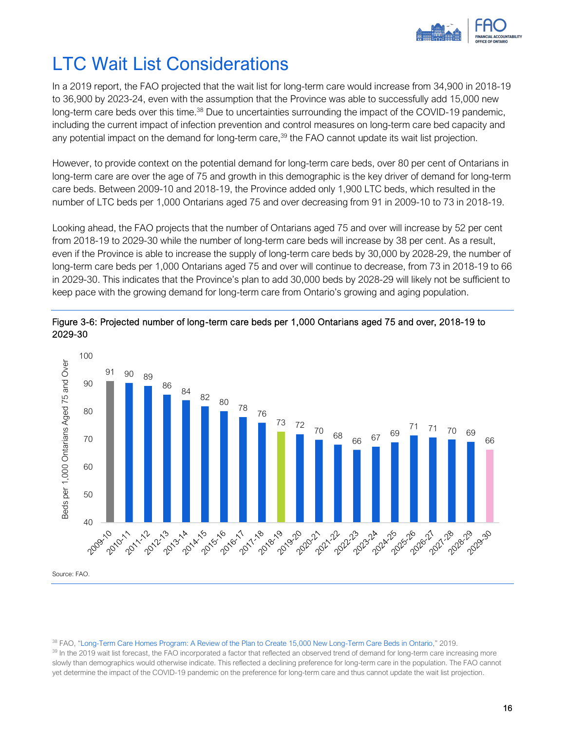# LTC Wait List Considerations

In a 2019 report, the FAO projected that the wait list for long-term care would increase from 34,900 in 2018-19 to 36,900 by 2023-24, even with the assumption that the Province was able to successfully add 15,000 new long-term care beds over this time.[38] Due to uncertainties surrounding the impact of the COVID-19 pandemic, including the current impact of infection prevention and control measures on long-term care bed capacity and any potential impact on the demand for long-term care,[39] the FAO cannot update its wait list projection.

However, to provide context on the potential demand for long-term care beds, over 80 per cent of Ontarians in long-term care are over the age of 75 and growth in this demographic is the key driver of demand for long-term care beds. Between 2009-10 and 2018-19, the Province added only 1,900 LTC beds, which resulted in the number of LTC beds per 1,000 Ontarians aged 75 and over decreasing from 91 in 2009-10 to 73 in 2018-19.

Looking ahead, the FAO projects that the number of Ontarians aged 75 and over will increase by 52 per cent from 2018-19 to 2029-30 while the number of long-term care beds will increase by 38 per cent. As a result, even if the Province is able to increase the supply of long-term care beds by 30,000 by 2028-29, the number of long-term care beds per 1,000 Ontarians aged 75 and over will continue to decrease, from 73 in 2018-19 to 66 in 2029-30. This indicates that the Province's plan to add 30,000 beds by 2028-29 will likely not be sufficient to keep pace with the growing demand for long-term care from Ontario's growing and aging population.

Figure 3-6: Projected number of long-term care beds per 1,000 Ontarians aged 75 and over, 2018-19 to 2029-30

| Year | Beds per 1,000 Ontarians Aged 75 and Over |
|---|---|
| 2009-10 | 91 |
| 2010-11 | 90 |
| 2011-12 | 89 |
| 2012-13 | 86 |
| 2013-14 | 84 |
| 2014-15 | 82 |
| 2015-16 | 80 |
| 2016-17 | 78 |
| 2017-18 | 76 |
| 2018-19 | 73 |
| 2019-20 | 72 |
| 2020-21 | 70 |
| 2021-22 | 68 |
| 2022-23 | 66 |
| 2023-24 | 67 |
| 2024-25 | 69 |
| 2025-26 | 71 |
| 2026-27 | 71 |
| 2027-28 | 70 |
| 2028-29 | 69 |
| 2029-30 | 66 |

Source: FAO.

[38] FAO, "Long-Term Care Homes Program: A Review of the Plan to Create 15,000 New Long-Term Care Beds in Ontario," 2019.

[39] In the 2019 wait list forecast, the FAO incorporated a factor that reflected an observed trend of demand for long-term care increasing more slowly than demographics would otherwise indicate. This reflected a declining preference for long-term care in the population. The FAO cannot yet determine the impact of the COVID-19 pandemic on the preference for long-term care and thus cannot update the wait list projection.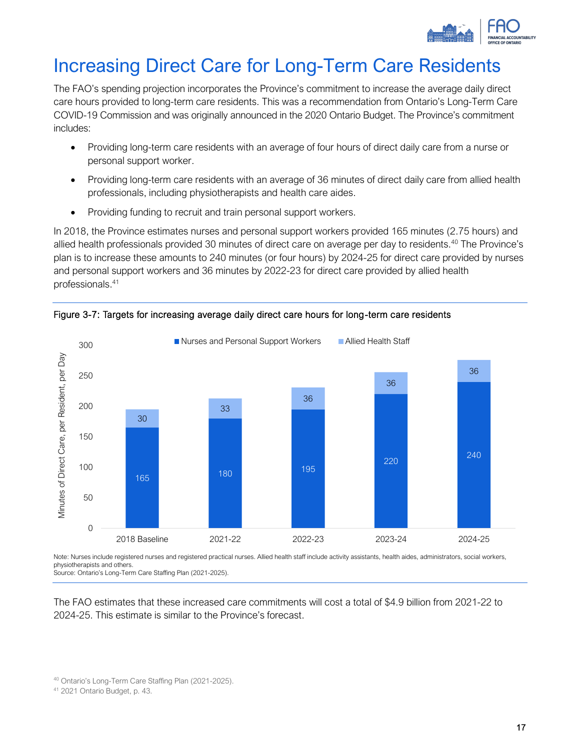# Increasing Direct Care for Long-Term Care Residents

The FAO's spending projection incorporates the Province's commitment to increase the average daily direct care hours provided to long-term care residents. This was a recommendation from Ontario's Long-Term Care COVID-19 Commission and was originally announced in the 2020 Ontario Budget. The Province's commitment includes:

- Providing long-term care residents with an average of four hours of direct daily care from a nurse or personal support worker.
- Providing long-term care residents with an average of 36 minutes of direct daily care from allied health professionals, including physiotherapists and health care aides.
- Providing funding to recruit and train personal support workers.

In 2018, the Province estimates nurses and personal support workers provided 165 minutes (2.75 hours) and allied health professionals provided 30 minutes of direct care on average per day to residents.[40] The Province's plan is to increase these amounts to 240 minutes (or four hours) by 2024-25 for direct care provided by nurses and personal support workers and 36 minutes by 2022-23 for direct care provided by allied health professionals.[41]

Figure 3-7: Targets for increasing average daily direct care hours for long-term care residents

| Minutes of Direct Care, per Resident, per Day | 2018 Baseline | 2021-22 | 2022-23 | 2023-24 | 2024-25 |
|---|---|---|---|---|---|
| Nurses and Personal Support Workers | 165 | 180 | 195 | 220 | 240 |
| Allied Health Staff | 30 | 33 | 36 | 36 | 36 |

Note: Nurses include registered nurses and registered practical nurses. Allied health staff include activity assistants, health aides, administrators, social workers, physiotherapists and others.
Source: Ontario's Long-Term Care Staffing Plan (2021-2025).

The FAO estimates that these increased care commitments will cost a total of $4.9 billion from 2021-22 to 2024-25. This estimate is similar to the Province's forecast.

[40] Ontario's Long-Term Care Staffing Plan (2021-2025).

[41] 2021 Ontario Budget, p. 43.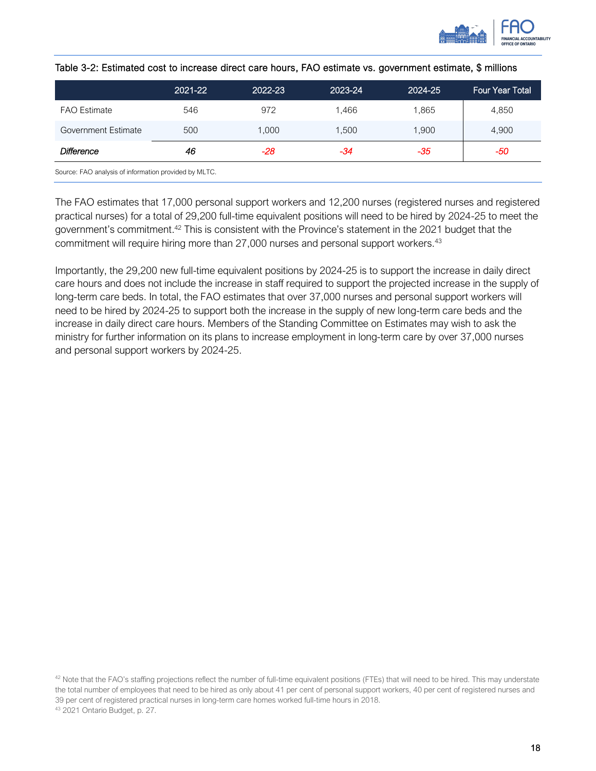Table 3-2: Estimated cost to increase direct care hours, FAO estimate vs. government estimate, $ millions

| | 2021-22 | 2022-23 | 2023-24 | 2024-25 | Four Year Total |
|---|---|---|---|---|---|
| FAO Estimate | 546 | 972 | 1,466 | 1,865 | 4,850 |
| Government Estimate | 500 | 1,000 | 1,500 | 1,900 | 4,900 |
| *Difference* | *46* | *-28* | *-34* | *-35* | *-50* |

Source: FAO analysis of information provided by MLTC.

The FAO estimates that 17,000 personal support workers and 12,200 nurses (registered nurses and registered practical nurses) for a total of 29,200 full-time equivalent positions will need to be hired by 2024-25 to meet the government's commitment.[42] This is consistent with the Province's statement in the 2021 budget that the commitment will require hiring more than 27,000 nurses and personal support workers.[43]

Importantly, the 29,200 new full-time equivalent positions by 2024-25 is to support the increase in daily direct care hours and does not include the increase in staff required to support the projected increase in the supply of long-term care beds. In total, the FAO estimates that over 37,000 nurses and personal support workers will need to be hired by 2024-25 to support both the increase in the supply of new long-term care beds and the increase in daily direct care hours. Members of the Standing Committee on Estimates may wish to ask the ministry for further information on its plans to increase employment in long-term care by over 37,000 nurses and personal support workers by 2024-25.

[42] Note that the FAO's staffing projections reflect the number of full-time equivalent positions (FTEs) that will need to be hired. This may understate the total number of employees that need to be hired as only about 41 per cent of personal support workers, 40 per cent of registered nurses and 39 per cent of registered practical nurses in long-term care homes worked full-time hours in 2018.

[43] 2021 Ontario Budget, p. 27.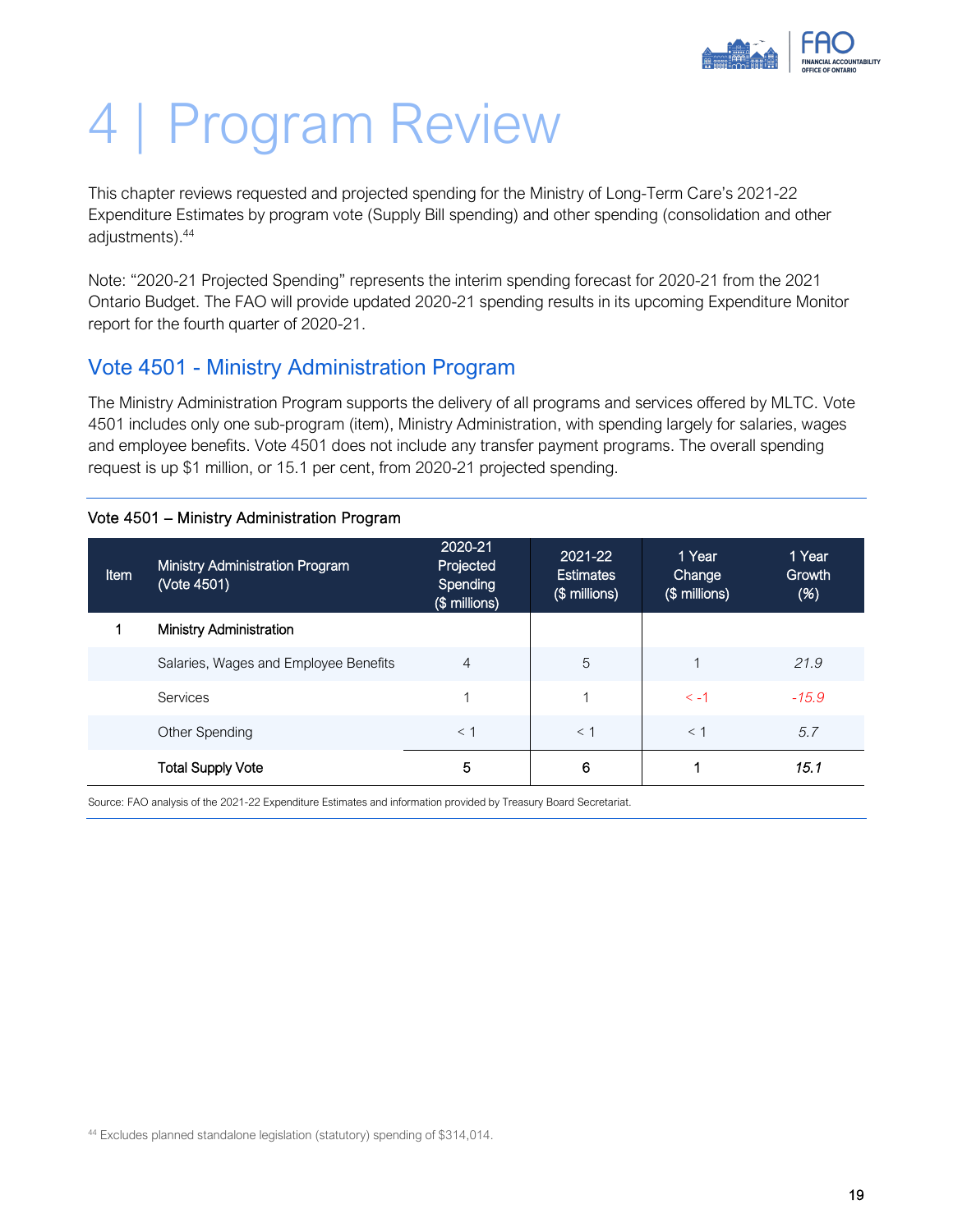# 4 | Program Review

This chapter reviews requested and projected spending for the Ministry of Long-Term Care's 2021-22 Expenditure Estimates by program vote (Supply Bill spending) and other spending (consolidation and other adjustments).[44]

Note: "2020-21 Projected Spending" represents the interim spending forecast for 2020-21 from the 2021 Ontario Budget. The FAO will provide updated 2020-21 spending results in its upcoming Expenditure Monitor report for the fourth quarter of 2020-21.

## Vote 4501 - Ministry Administration Program

The Ministry Administration Program supports the delivery of all programs and services offered by MLTC. Vote 4501 includes only one sub-program (item), Ministry Administration, with spending largely for salaries, wages and employee benefits. Vote 4501 does not include any transfer payment programs. The overall spending request is up $1 million, or 15.1 per cent, from 2020-21 projected spending.

Vote 4501 – Ministry Administration Program

| Item | Ministry Administration Program (Vote 4501) | 2020-21 Projected Spending ($ millions) | 2021-22 Estimates ($ millions) | 1 Year Change ($ millions) | 1 Year Growth (%) |
|---|---|---|---|---|---|
| 1 | Ministry Administration | | | | |
| | Salaries, Wages and Employee Benefits | 4 | 5 | 1 | *21.9* |
| | Services | 1 | 1 | < -1 | *-15.9* |
| | Other Spending | < 1 | < 1 | < 1 | *5.7* |
| | **Total Supply Vote** | **5** | **6** | **1** | ***15.1*** |

Source: FAO analysis of the 2021-22 Expenditure Estimates and information provided by Treasury Board Secretariat.

[44] Excludes planned standalone legislation (statutory) spending of $314,014.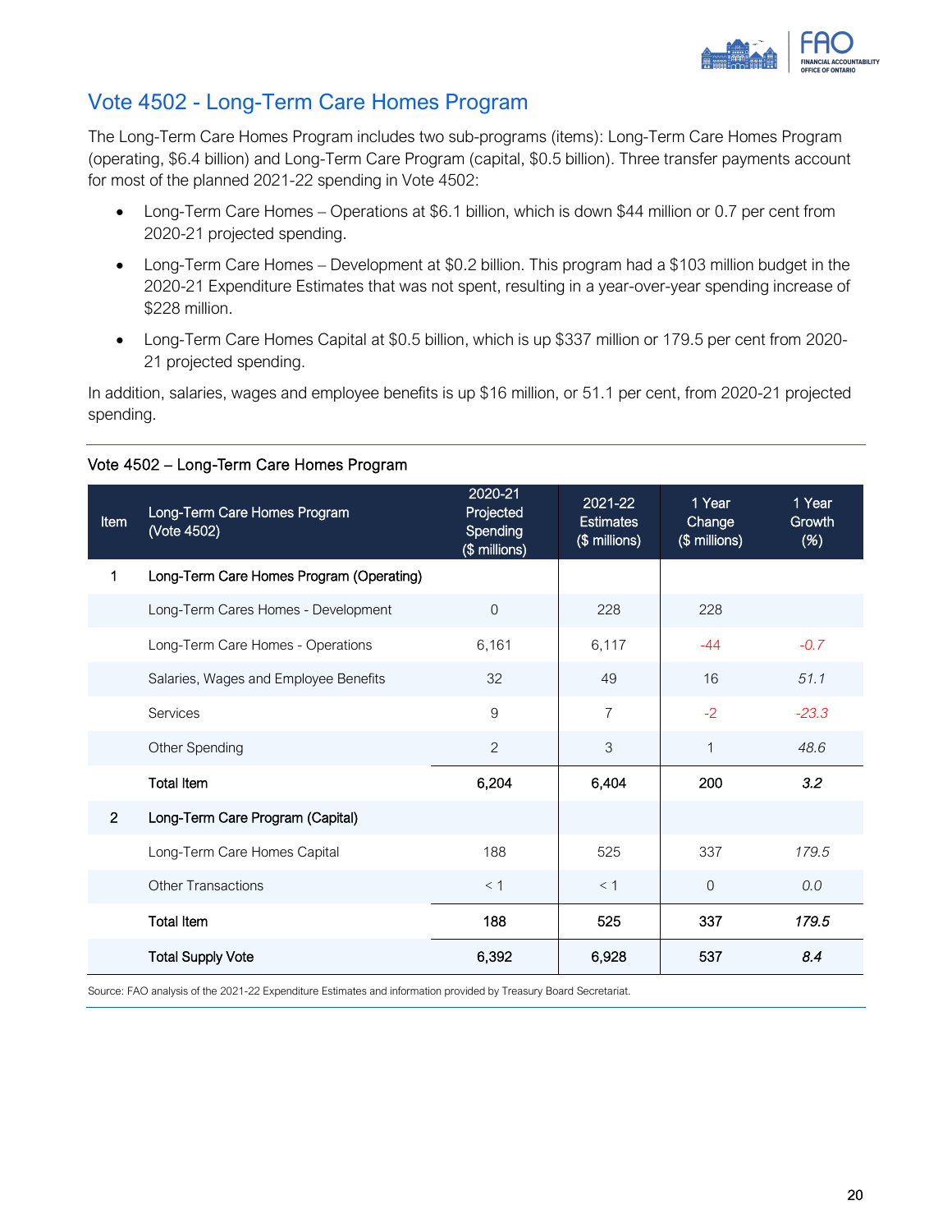## Vote 4502 - Long-Term Care Homes Program

The Long-Term Care Homes Program includes two sub-programs (items): Long-Term Care Homes Program (operating, $6.4 billion) and Long-Term Care Program (capital, $0.5 billion). Three transfer payments account for most of the planned 2021-22 spending in Vote 4502:

- Long-Term Care Homes – Operations at $6.1 billion, which is down $44 million or 0.7 per cent from 2020-21 projected spending.
- Long-Term Care Homes – Development at $0.2 billion. This program had a $103 million budget in the 2020-21 Expenditure Estimates that was not spent, resulting in a year-over-year spending increase of $228 million.
- Long-Term Care Homes Capital at $0.5 billion, which is up $337 million or 179.5 per cent from 2020-21 projected spending.

In addition, salaries, wages and employee benefits is up $16 million, or 51.1 per cent, from 2020-21 projected spending.

Vote 4502 – Long-Term Care Homes Program

| Item | Long-Term Care Homes Program (Vote 4502) | 2020-21 Projected Spending ($ millions) | 2021-22 Estimates ($ millions) | 1 Year Change ($ millions) | 1 Year Growth (%) |
|---|---|---|---|---|---|
| 1 | **Long-Term Care Homes Program (Operating)** | | | | |
| | Long-Term Cares Homes - Development | 0 | 228 | 228 | |
| | Long-Term Care Homes - Operations | 6,161 | 6,117 | -44 | *-0.7* |
| | Salaries, Wages and Employee Benefits | 32 | 49 | 16 | *51.1* |
| | Services | 9 | 7 | -2 | *-23.3* |
| | Other Spending | 2 | 3 | 1 | *48.6* |
| | **Total Item** | **6,204** | **6,404** | **200** | ***3.2*** |
| 2 | **Long-Term Care Program (Capital)** | | | | |
| | Long-Term Care Homes Capital | 188 | 525 | 337 | *179.5* |
| | Other Transactions | < 1 | < 1 | 0 | *0.0* |
| | **Total Item** | **188** | **525** | **337** | ***179.5*** |
| | **Total Supply Vote** | **6,392** | **6,928** | **537** | ***8.4*** |

Source: FAO analysis of the 2021-22 Expenditure Estimates and information provided by Treasury Board Secretariat.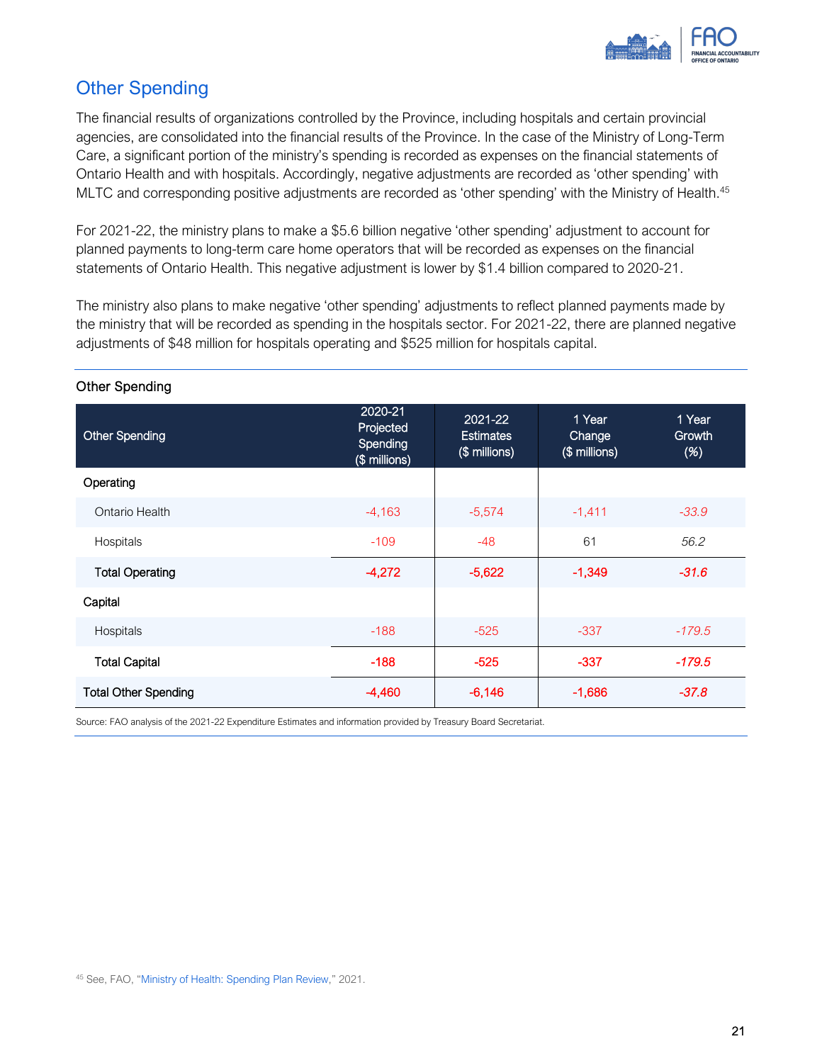## Other Spending

The financial results of organizations controlled by the Province, including hospitals and certain provincial agencies, are consolidated into the financial results of the Province. In the case of the Ministry of Long-Term Care, a significant portion of the ministry's spending is recorded as expenses on the financial statements of Ontario Health and with hospitals. Accordingly, negative adjustments are recorded as 'other spending' with MLTC and corresponding positive adjustments are recorded as 'other spending' with the Ministry of Health.[45]

For 2021-22, the ministry plans to make a $5.6 billion negative 'other spending' adjustment to account for planned payments to long-term care home operators that will be recorded as expenses on the financial statements of Ontario Health. This negative adjustment is lower by $1.4 billion compared to 2020-21.

The ministry also plans to make negative 'other spending' adjustments to reflect planned payments made by the ministry that will be recorded as spending in the hospitals sector. For 2021-22, there are planned negative adjustments of $48 million for hospitals operating and $525 million for hospitals capital.

Other Spending

| Other Spending | 2020-21 Projected Spending ($ millions) | 2021-22 Estimates ($ millions) | 1 Year Change ($ millions) | 1 Year Growth (%) |
|---|---|---|---|---|
| Operating | | | | |
| Ontario Health | -4,163 | -5,574 | -1,411 | -33.9 |
| Hospitals | -109 | -48 | 61 | 56.2 |
| **Total Operating** | **-4,272** | **-5,622** | **-1,349** | **-31.6** |
| Capital | | | | |
| Hospitals | -188 | -525 | -337 | -179.5 |
| **Total Capital** | **-188** | **-525** | **-337** | **-179.5** |
| **Total Other Spending** | **-4,460** | **-6,146** | **-1,686** | **-37.8** |

Source: FAO analysis of the 2021-22 Expenditure Estimates and information provided by Treasury Board Secretariat.

[45] See, FAO, "Ministry of Health: Spending Plan Review," 2021.